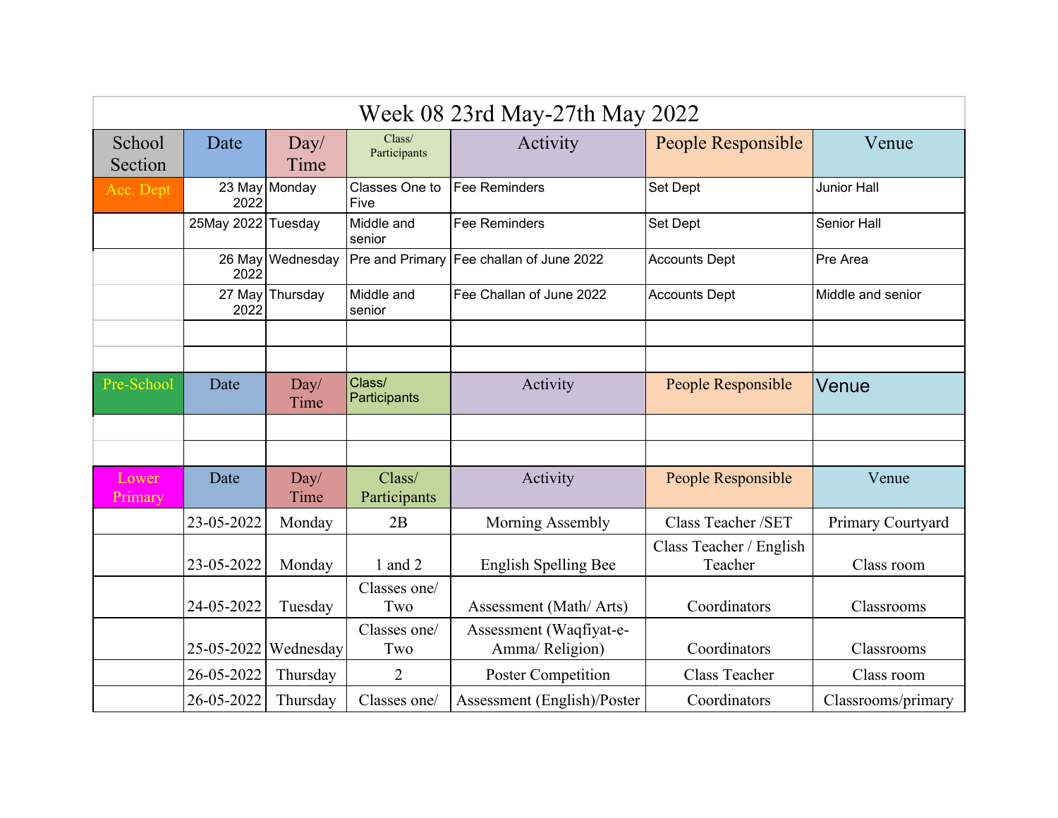# Week 08 23rd May-27th May 2022

| School Section | Date | Day/ Time | Class/ Participants | Activity | People Responsible | Venue |
|---|---|---|---|---|---|---|
| Acc. Dept | 23 May 2022 | Monday | Classes One to Five | Fee Reminders | Set Dept | Junior Hall |
| | 25May 2022 | Tuesday | Middle and senior | Fee Reminders | Set Dept | Senior Hall |
| | 26 May 2022 | Wednesday | Pre and Primary | Fee challan of June 2022 | Accounts Dept | Pre Area |
| | 27 May 2022 | Thursday | Middle and senior | Fee Challan of June 2022 | Accounts Dept | Middle and senior |
| | | | | | | |
| | | | | | | |
| Pre-School | Date | Day/ Time | Class/ Participants | Activity | People Responsible | Venue |
| | | | | | | |
| | | | | | | |
| Lower Primary | Date | Day/ Time | Class/ Participants | Activity | People Responsible | Venue |
| | 23-05-2022 | Monday | 2B | Morning Assembly | Class Teacher /SET | Primary Courtyard |
| | 23-05-2022 | Monday | 1 and 2 | English Spelling Bee | Class Teacher / English Teacher | Class room |
| | 24-05-2022 | Tuesday | Classes one/ Two | Assessment (Math/ Arts) | Coordinators | Classrooms |
| | 25-05-2022 | Wednesday | Classes one/ Two | Assessment (Waqfiyat-e-Amma/ Religion) | Coordinators | Classrooms |
| | 26-05-2022 | Thursday | 2 | Poster Competition | Class Teacher | Class room |
| | 26-05-2022 | Thursday | Classes one/ | Assessment (English)/Poster | Coordinators | Classrooms/primary |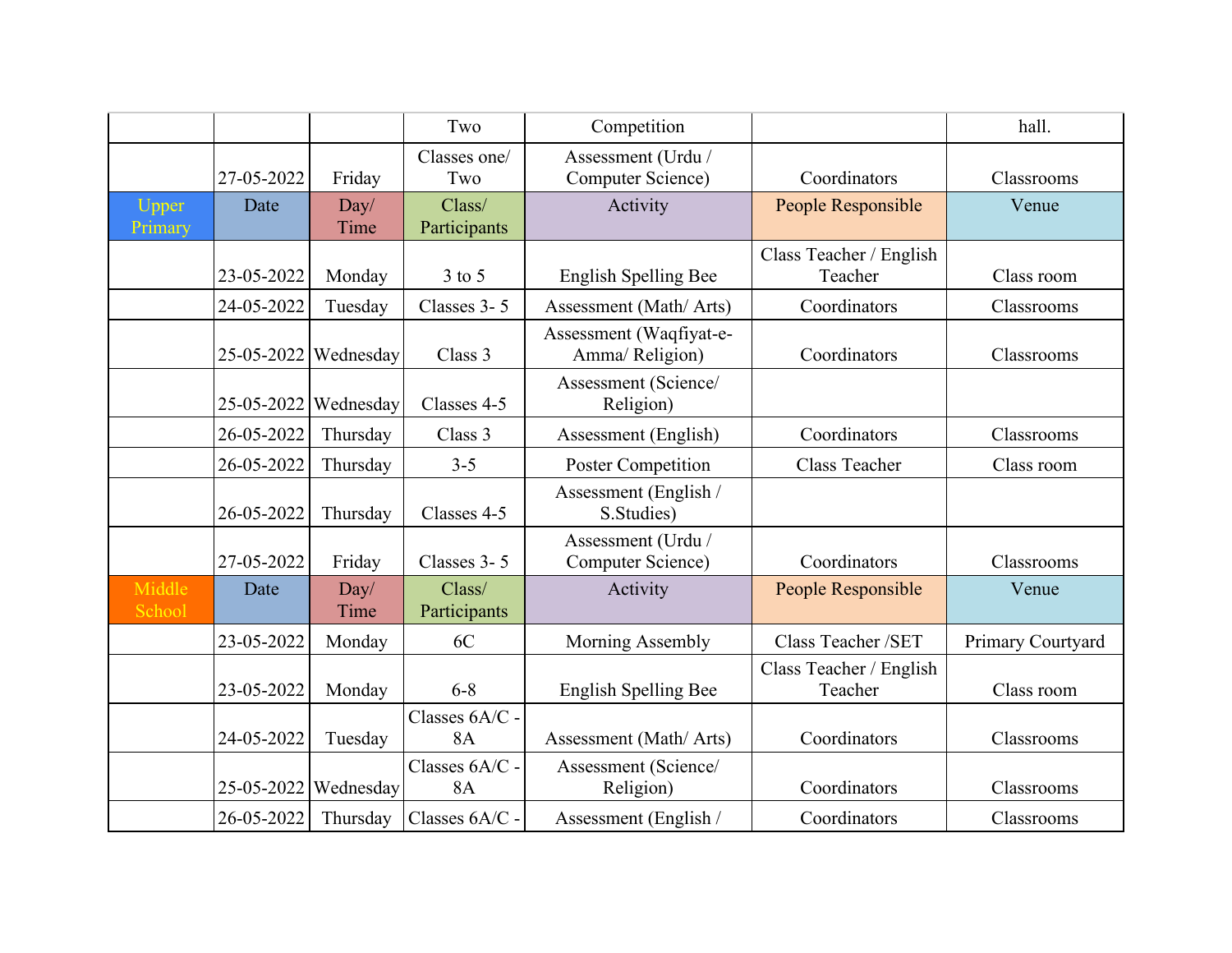| | | | Two | Competition | | hall. |
|---|---|---|---|---|---|---|
| | 27-05-2022 | Friday | Classes one/ Two | Assessment (Urdu / Computer Science) | Coordinators | Classrooms |
| Upper Primary | Date | Day/ Time | Class/ Participants | Activity | People Responsible | Venue |
| | 23-05-2022 | Monday | 3 to 5 | English Spelling Bee | Class Teacher / English Teacher | Class room |
| | 24-05-2022 | Tuesday | Classes 3- 5 | Assessment (Math/ Arts) | Coordinators | Classrooms |
| | 25-05-2022 | Wednesday | Class 3 | Assessment (Waqfiyat-e-Amma/ Religion) | Coordinators | Classrooms |
| | 25-05-2022 | Wednesday | Classes 4-5 | Assessment (Science/ Religion) | | |
| | 26-05-2022 | Thursday | Class 3 | Assessment (English) | Coordinators | Classrooms |
| | 26-05-2022 | Thursday | 3-5 | Poster Competition | Class Teacher | Class room |
| | 26-05-2022 | Thursday | Classes 4-5 | Assessment (English / S.Studies) | | |
| | 27-05-2022 | Friday | Classes 3- 5 | Assessment (Urdu / Computer Science) | Coordinators | Classrooms |
| Middle School | Date | Day/ Time | Class/ Participants | Activity | People Responsible | Venue |
| | 23-05-2022 | Monday | 6C | Morning Assembly | Class Teacher /SET | Primary Courtyard |
| | 23-05-2022 | Monday | 6-8 | English Spelling Bee | Class Teacher / English Teacher | Class room |
| | 24-05-2022 | Tuesday | Classes 6A/C - 8A | Assessment (Math/ Arts) | Coordinators | Classrooms |
| | 25-05-2022 | Wednesday | Classes 6A/C - 8A | Assessment (Science/ Religion) | Coordinators | Classrooms |
| | 26-05-2022 | Thursday | Classes 6A/C - | Assessment (English / | Coordinators | Classrooms |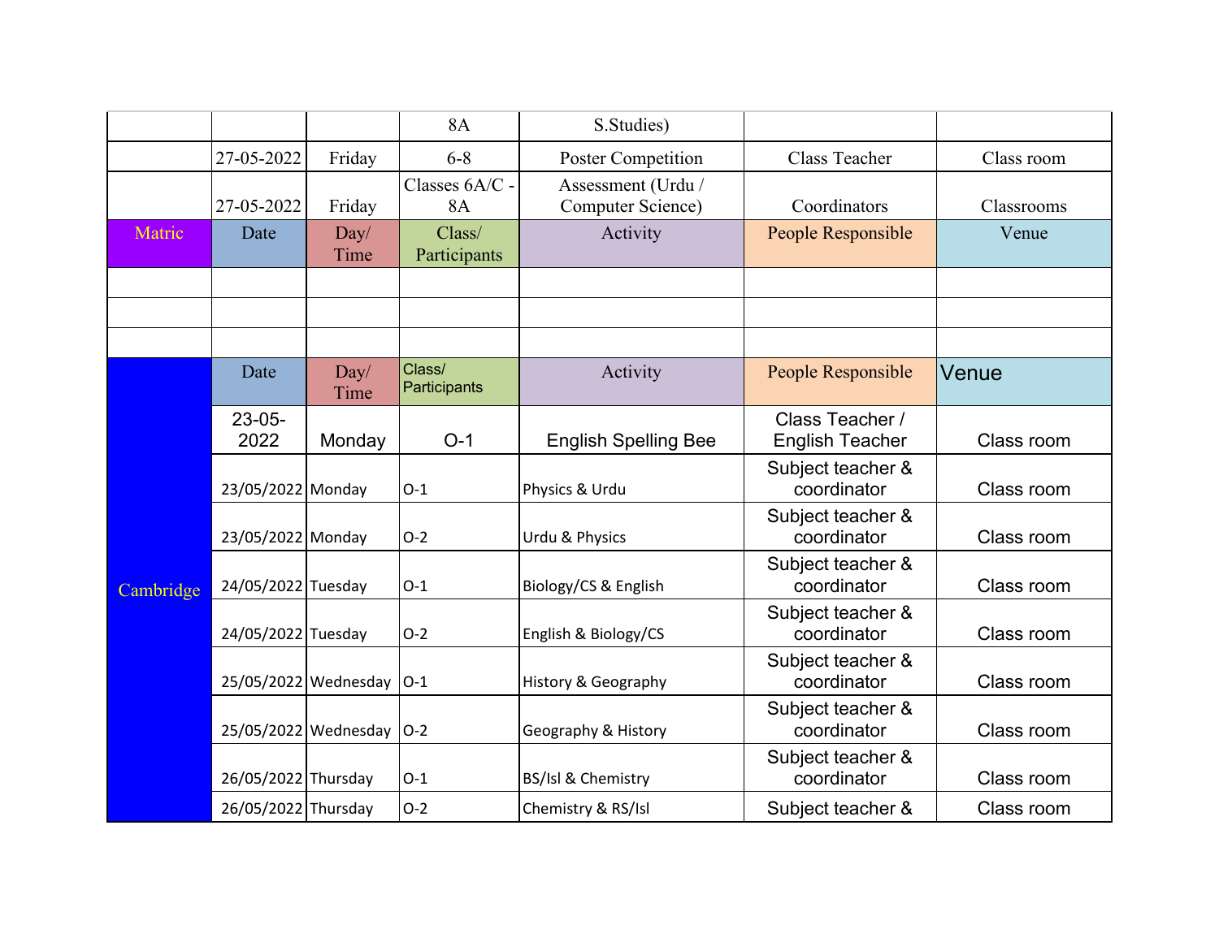| | | | 8A | S.Studies) | | |
|---|---|---|---|---|---|---|
| | 27-05-2022 | Friday | 6-8 | Poster Competition | Class Teacher | Class room |
| | 27-05-2022 | Friday | Classes 6A/C - 8A | Assessment (Urdu / Computer Science) | Coordinators | Classrooms |
| Matric | Date | Day/ Time | Class/ Participants | Activity | People Responsible | Venue |
| | | | | | | |
| | | | | | | |
| | | | | | | |
| Cambridge | Date | Day/ Time | Class/ Participants | Activity | People Responsible | Venue |
| | 23-05-2022 | Monday | O-1 | English Spelling Bee | Class Teacher / English Teacher | Class room |
| | 23/05/2022 | Monday | O-1 | Physics & Urdu | Subject teacher & coordinator | Class room |
| | 23/05/2022 | Monday | O-2 | Urdu & Physics | Subject teacher & coordinator | Class room |
| | 24/05/2022 | Tuesday | O-1 | Biology/CS & English | Subject teacher & coordinator | Class room |
| | 24/05/2022 | Tuesday | O-2 | English & Biology/CS | Subject teacher & coordinator | Class room |
| | 25/05/2022 | Wednesday | O-1 | History & Geography | Subject teacher & coordinator | Class room |
| | 25/05/2022 | Wednesday | O-2 | Geography & History | Subject teacher & coordinator | Class room |
| | 26/05/2022 | Thursday | O-1 | BS/Isl & Chemistry | Subject teacher & coordinator | Class room |
| | 26/05/2022 | Thursday | O-2 | Chemistry & RS/Isl | Subject teacher & | Class room |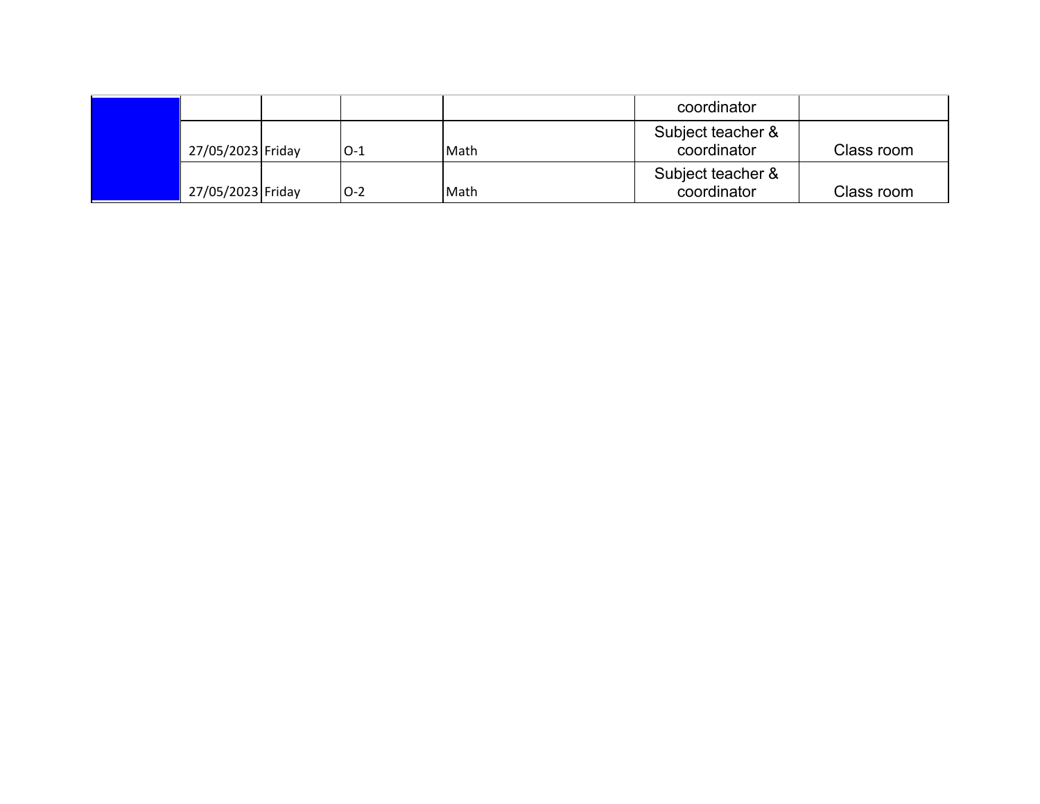| | | | | | | |
|---|---|---|---|---|---|---|
| | | | | | coordinator | |
| | 27/05/2023 | Friday | O-1 | Math | Subject teacher & coordinator | Class room |
| | 27/05/2023 | Friday | O-2 | Math | Subject teacher & coordinator | Class room |